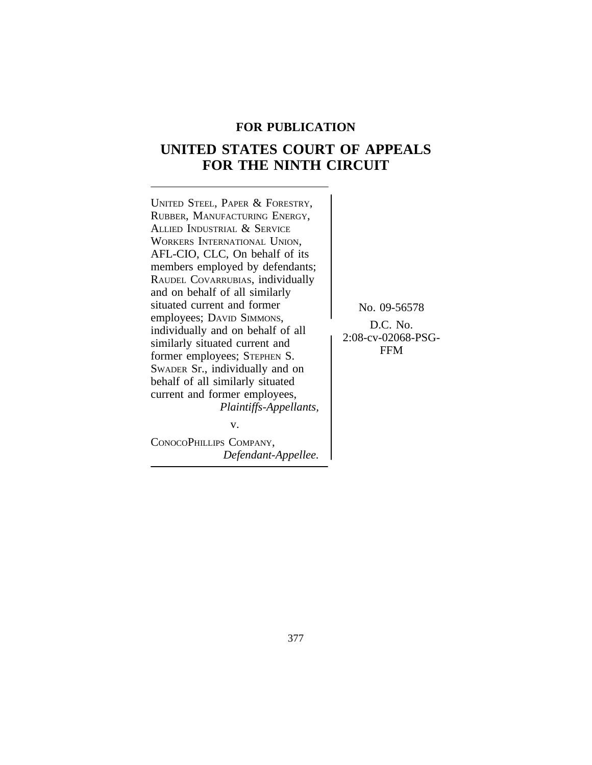**FOR PUBLICATION**

# UNITED STATES COURT OF APPEALS FOR THE NINTH CIRCUIT

UNITED STEEL, PAPER & FORESTRY, RUBBER, MANUFACTURING ENERGY, ALLIED INDUSTRIAL & SERVICE WORKERS INTERNATIONAL UNION, AFL-CIO, CLC, On behalf of its members employed by defendants; RAUDEL COVARRUBIAS, individually and on behalf of all similarly situated current and former employees; DAVID SIMMONS, individually and on behalf of all similarly situated current and former employees; STEPHEN S. SWADER Sr., individually and on behalf of all similarly situated current and former employees,

*Plaintiffs-Appellants,*

v.

CONOCOPHILLIPS COMPANY,

*Defendant-Appellee.*

No. 09-56578

D.C. No. 2:08-cv-02068-PSG-FFM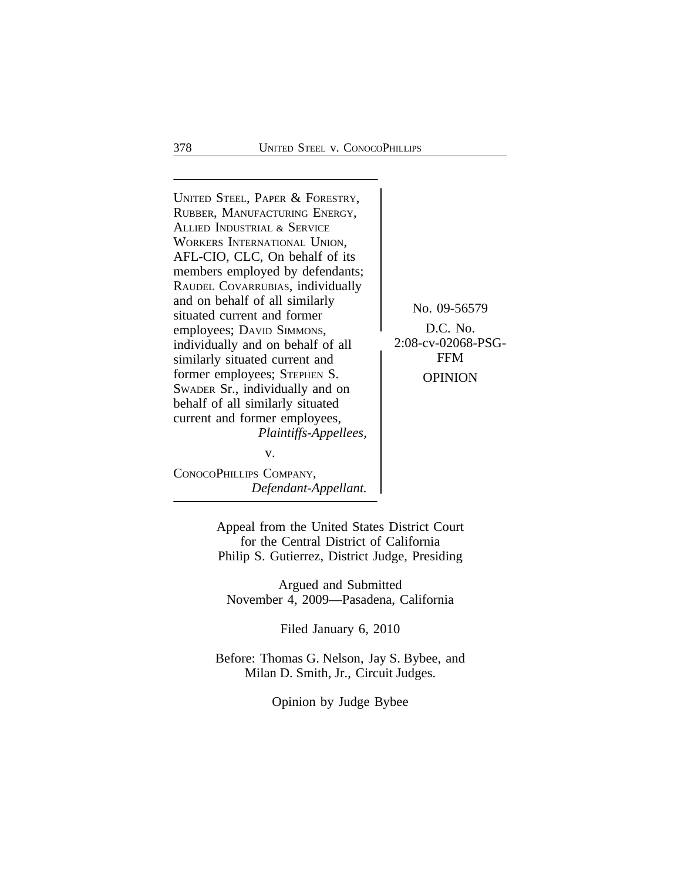UNITED STEEL, PAPER & FORESTRY, RUBBER, MANUFACTURING ENERGY, ALLIED INDUSTRIAL & SERVICE WORKERS INTERNATIONAL UNION, AFL-CIO, CLC, On behalf of its members employed by defendants; RAUDEL COVARRUBIAS, individually and on behalf of all similarly situated current and former employees; DAVID SIMMONS, individually and on behalf of all similarly situated current and former employees; STEPHEN S. SWADER Sr., individually and on behalf of all similarly situated current and former employees,
*Plaintiffs-Appellees,*

v.

CONOCOPHILLIPS COMPANY,
*Defendant-Appellant.*

No. 09-56579

D.C. No. 2:08-cv-02068-PSG-FFM

OPINION

Appeal from the United States District Court for the Central District of California
Philip S. Gutierrez, District Judge, Presiding

Argued and Submitted
November 4, 2009—Pasadena, California

Filed January 6, 2010

Before: Thomas G. Nelson, Jay S. Bybee, and Milan D. Smith, Jr., Circuit Judges.

Opinion by Judge Bybee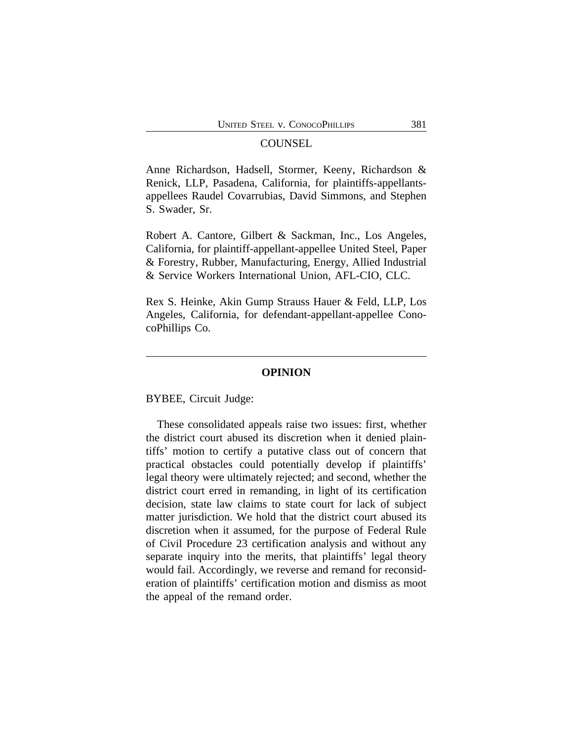## COUNSEL

Anne Richardson, Hadsell, Stormer, Keeny, Richardson & Renick, LLP, Pasadena, California, for plaintiffs-appellants-appellees Raudel Covarrubias, David Simmons, and Stephen S. Swader, Sr.

Robert A. Cantore, Gilbert & Sackman, Inc., Los Angeles, California, for plaintiff-appellant-appellee United Steel, Paper & Forestry, Rubber, Manufacturing, Energy, Allied Industrial & Service Workers International Union, AFL-CIO, CLC.

Rex S. Heinke, Akin Gump Strauss Hauer & Feld, LLP, Los Angeles, California, for defendant-appellant-appellee ConocoPhillips Co.

---

## OPINION

BYBEE, Circuit Judge:

These consolidated appeals raise two issues: first, whether the district court abused its discretion when it denied plaintiffs' motion to certify a putative class out of concern that practical obstacles could potentially develop if plaintiffs' legal theory were ultimately rejected; and second, whether the district court erred in remanding, in light of its certification decision, state law claims to state court for lack of subject matter jurisdiction. We hold that the district court abused its discretion when it assumed, for the purpose of Federal Rule of Civil Procedure 23 certification analysis and without any separate inquiry into the merits, that plaintiffs' legal theory would fail. Accordingly, we reverse and remand for reconsideration of plaintiffs' certification motion and dismiss as moot the appeal of the remand order.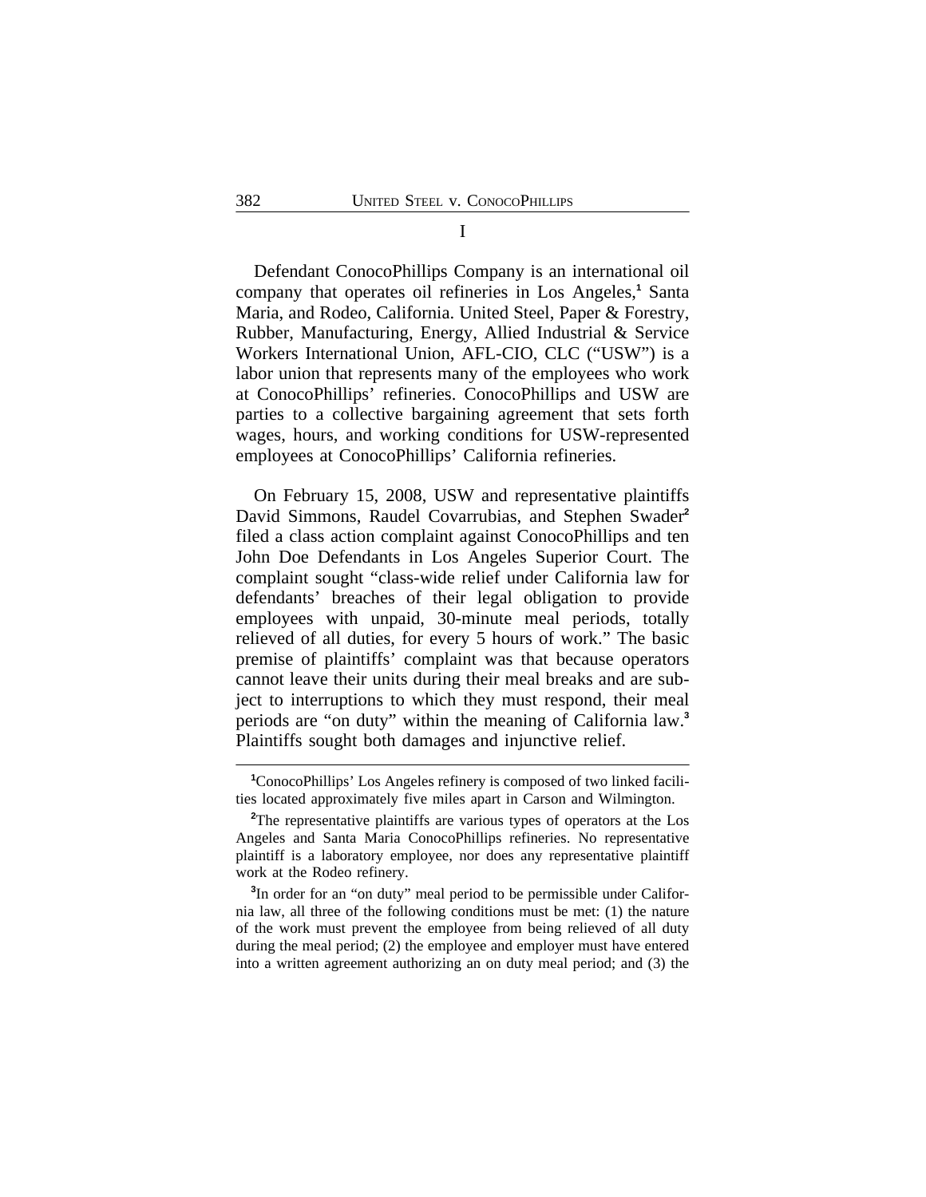# I

Defendant ConocoPhillips Company is an international oil company that operates oil refineries in Los Angeles,[1] Santa Maria, and Rodeo, California. United Steel, Paper & Forestry, Rubber, Manufacturing, Energy, Allied Industrial & Service Workers International Union, AFL-CIO, CLC ("USW") is a labor union that represents many of the employees who work at ConocoPhillips' refineries. ConocoPhillips and USW are parties to a collective bargaining agreement that sets forth wages, hours, and working conditions for USW-represented employees at ConocoPhillips' California refineries.

On February 15, 2008, USW and representative plaintiffs David Simmons, Raudel Covarrubias, and Stephen Swader[2] filed a class action complaint against ConocoPhillips and ten John Doe Defendants in Los Angeles Superior Court. The complaint sought "class-wide relief under California law for defendants' breaches of their legal obligation to provide employees with unpaid, 30-minute meal periods, totally relieved of all duties, for every 5 hours of work." The basic premise of plaintiffs' complaint was that because operators cannot leave their units during their meal breaks and are subject to interruptions to which they must respond, their meal periods are "on duty" within the meaning of California law.[3] Plaintiffs sought both damages and injunctive relief.

---

[1] ConocoPhillips' Los Angeles refinery is composed of two linked facilities located approximately five miles apart in Carson and Wilmington.

[2] The representative plaintiffs are various types of operators at the Los Angeles and Santa Maria ConocoPhillips refineries. No representative plaintiff is a laboratory employee, nor does any representative plaintiff work at the Rodeo refinery.

[3] In order for an "on duty" meal period to be permissible under California law, all three of the following conditions must be met: (1) the nature of the work must prevent the employee from being relieved of all duty during the meal period; (2) the employee and employer must have entered into a written agreement authorizing an on duty meal period; and (3) the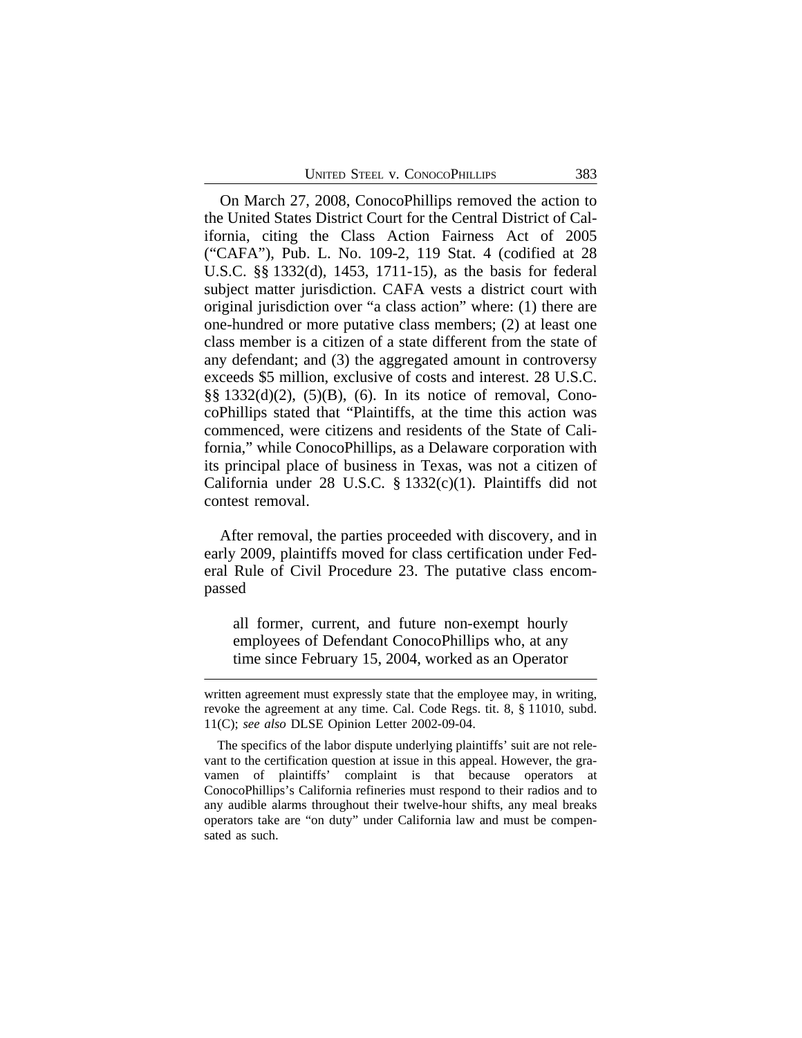On March 27, 2008, ConocoPhillips removed the action to the United States District Court for the Central District of California, citing the Class Action Fairness Act of 2005 ("CAFA"), Pub. L. No. 109-2, 119 Stat. 4 (codified at 28 U.S.C. §§ 1332(d), 1453, 1711-15), as the basis for federal subject matter jurisdiction. CAFA vests a district court with original jurisdiction over "a class action" where: (1) there are one-hundred or more putative class members; (2) at least one class member is a citizen of a state different from the state of any defendant; and (3) the aggregated amount in controversy exceeds $5 million, exclusive of costs and interest. 28 U.S.C. §§ 1332(d)(2), (5)(B), (6). In its notice of removal, ConocoPhillips stated that "Plaintiffs, at the time this action was commenced, were citizens and residents of the State of California," while ConocoPhillips, as a Delaware corporation with its principal place of business in Texas, was not a citizen of California under 28 U.S.C. § 1332(c)(1). Plaintiffs did not contest removal.

After removal, the parties proceeded with discovery, and in early 2009, plaintiffs moved for class certification under Federal Rule of Civil Procedure 23. The putative class encompassed

> all former, current, and future non-exempt hourly employees of Defendant ConocoPhillips who, at any time since February 15, 2004, worked as an Operator

---

written agreement must expressly state that the employee may, in writing, revoke the agreement at any time. Cal. Code Regs. tit. 8, § 11010, subd. 11(C); *see also* DLSE Opinion Letter 2002-09-04.

The specifics of the labor dispute underlying plaintiffs' suit are not relevant to the certification question at issue in this appeal. However, the gravamen of plaintiffs' complaint is that because operators at ConocoPhillips's California refineries must respond to their radios and to any audible alarms throughout their twelve-hour shifts, any meal breaks operators take are "on duty" under California law and must be compensated as such.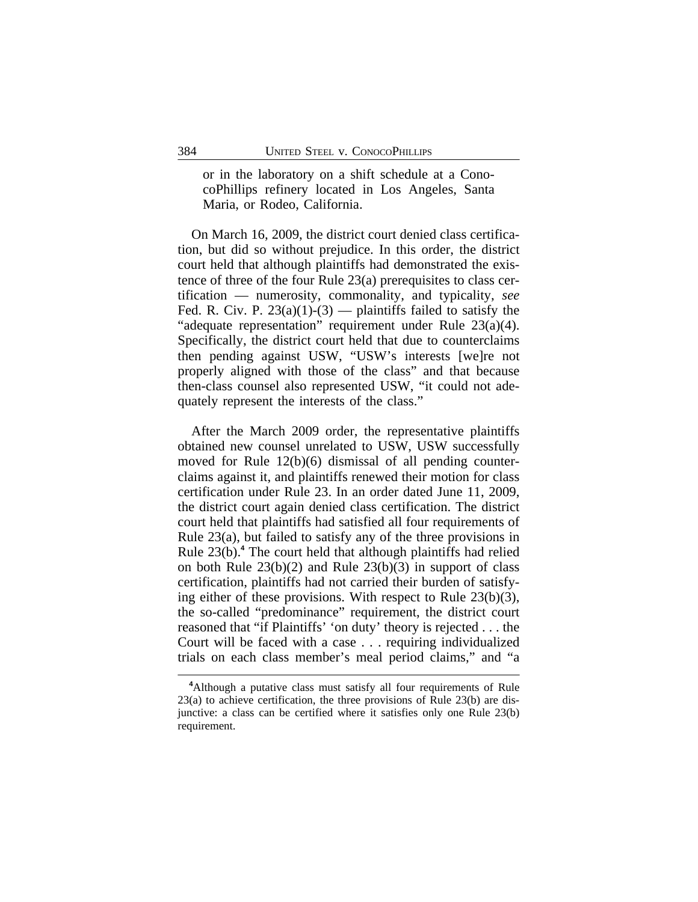or in the laboratory on a shift schedule at a ConocoPhillips refinery located in Los Angeles, Santa Maria, or Rodeo, California.

On March 16, 2009, the district court denied class certification, but did so without prejudice. In this order, the district court held that although plaintiffs had demonstrated the existence of three of the four Rule 23(a) prerequisites to class certification — numerosity, commonality, and typicality, *see* Fed. R. Civ. P. 23(a)(1)-(3) — plaintiffs failed to satisfy the "adequate representation" requirement under Rule 23(a)(4). Specifically, the district court held that due to counterclaims then pending against USW, "USW's interests [we]re not properly aligned with those of the class" and that because then-class counsel also represented USW, "it could not adequately represent the interests of the class."

After the March 2009 order, the representative plaintiffs obtained new counsel unrelated to USW, USW successfully moved for Rule 12(b)(6) dismissal of all pending counterclaims against it, and plaintiffs renewed their motion for class certification under Rule 23. In an order dated June 11, 2009, the district court again denied class certification. The district court held that plaintiffs had satisfied all four requirements of Rule 23(a), but failed to satisfy any of the three provisions in Rule 23(b).[4] The court held that although plaintiffs had relied on both Rule 23(b)(2) and Rule 23(b)(3) in support of class certification, plaintiffs had not carried their burden of satisfying either of these provisions. With respect to Rule 23(b)(3), the so-called "predominance" requirement, the district court reasoned that "if Plaintiffs' 'on duty' theory is rejected . . . the Court will be faced with a case . . . requiring individualized trials on each class member's meal period claims," and "a

[4]Although a putative class must satisfy all four requirements of Rule 23(a) to achieve certification, the three provisions of Rule 23(b) are disjunctive: a class can be certified where it satisfies only one Rule 23(b) requirement.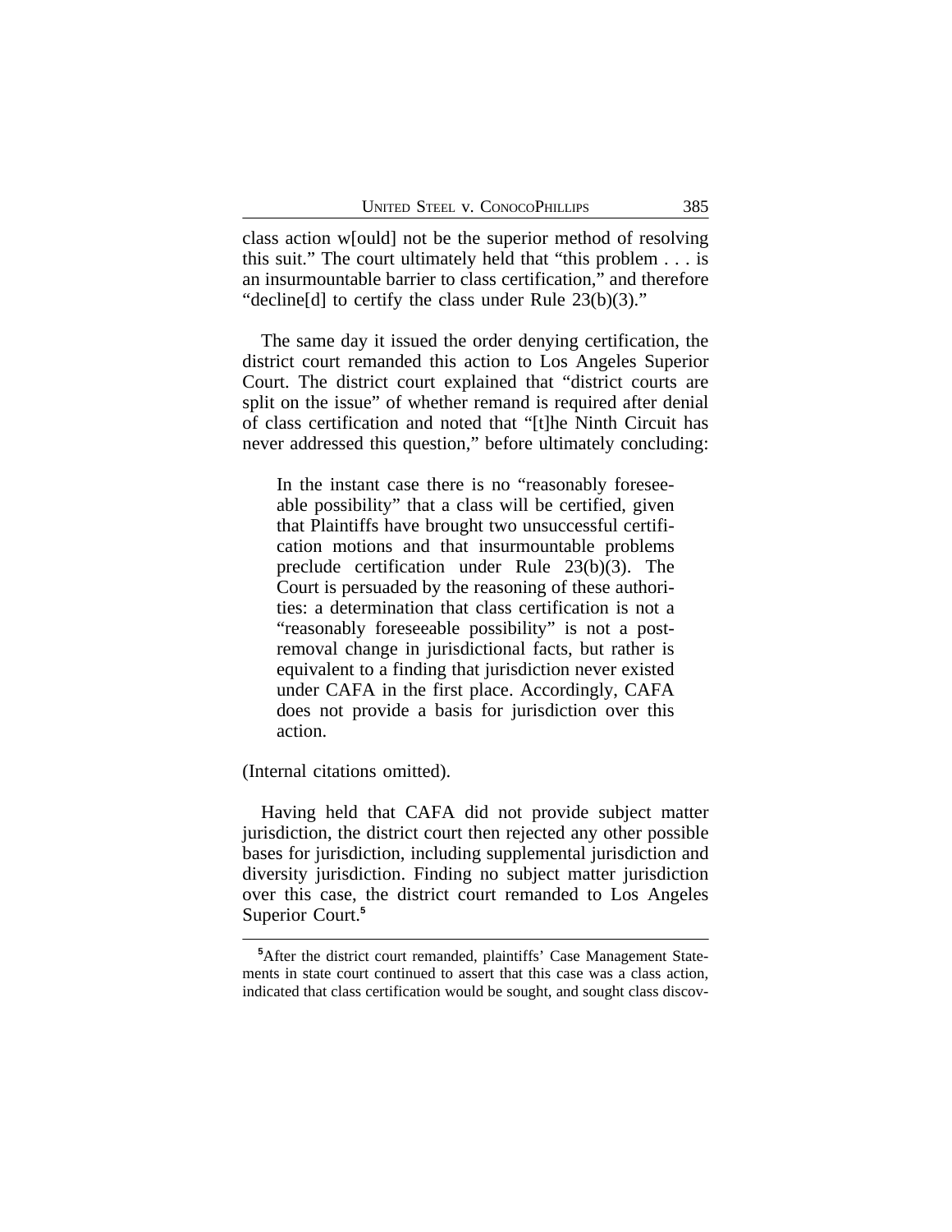class action w[ould] not be the superior method of resolving this suit." The court ultimately held that "this problem . . . is an insurmountable barrier to class certification," and therefore "decline[d] to certify the class under Rule 23(b)(3)."

The same day it issued the order denying certification, the district court remanded this action to Los Angeles Superior Court. The district court explained that "district courts are split on the issue" of whether remand is required after denial of class certification and noted that "[t]he Ninth Circuit has never addressed this question," before ultimately concluding:

> In the instant case there is no "reasonably foreseeable possibility" that a class will be certified, given that Plaintiffs have brought two unsuccessful certification motions and that insurmountable problems preclude certification under Rule 23(b)(3). The Court is persuaded by the reasoning of these authorities: a determination that class certification is not a "reasonably foreseeable possibility" is not a post-removal change in jurisdictional facts, but rather is equivalent to a finding that jurisdiction never existed under CAFA in the first place. Accordingly, CAFA does not provide a basis for jurisdiction over this action.

(Internal citations omitted).

Having held that CAFA did not provide subject matter jurisdiction, the district court then rejected any other possible bases for jurisdiction, including supplemental jurisdiction and diversity jurisdiction. Finding no subject matter jurisdiction over this case, the district court remanded to Los Angeles Superior Court.[5]

[5]After the district court remanded, plaintiffs' Case Management Statements in state court continued to assert that this case was a class action, indicated that class certification would be sought, and sought class discov-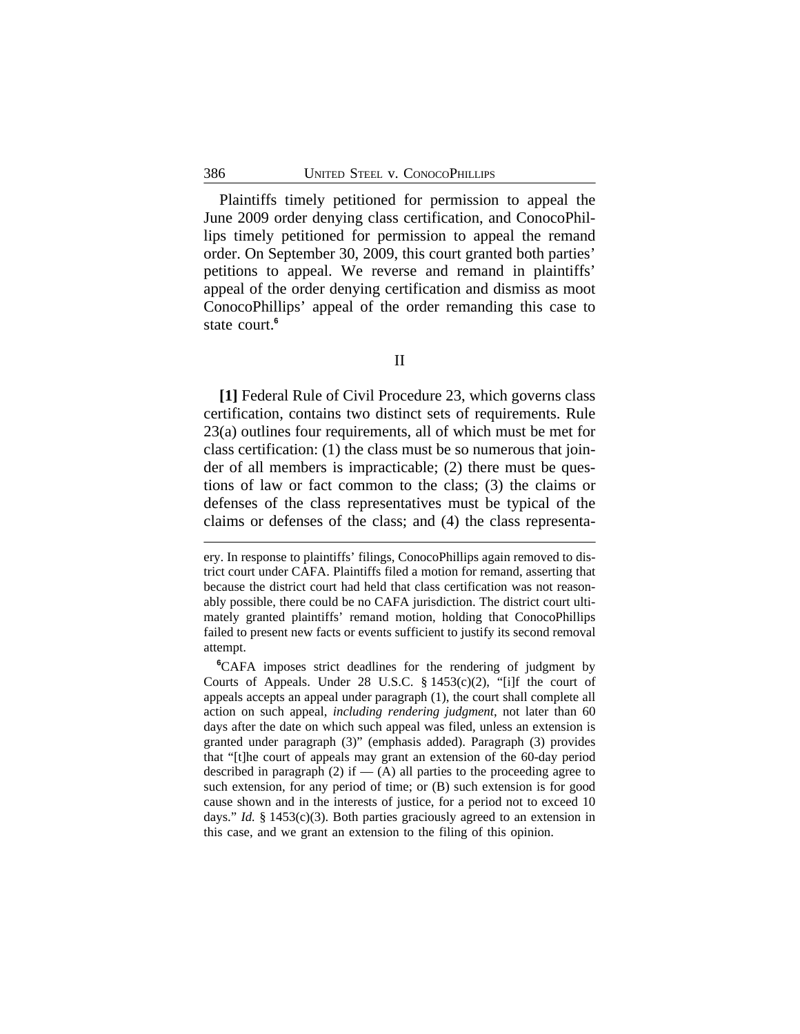Plaintiffs timely petitioned for permission to appeal the June 2009 order denying class certification, and ConocoPhillips timely petitioned for permission to appeal the remand order. On September 30, 2009, this court granted both parties' petitions to appeal. We reverse and remand in plaintiffs' appeal of the order denying certification and dismiss as moot ConocoPhillips' appeal of the order remanding this case to state court.[6]

## II

**[1]** Federal Rule of Civil Procedure 23, which governs class certification, contains two distinct sets of requirements. Rule 23(a) outlines four requirements, all of which must be met for class certification: (1) the class must be so numerous that joinder of all members is impracticable; (2) there must be questions of law or fact common to the class; (3) the claims or defenses of the class representatives must be typical of the claims or defenses of the class; and (4) the class representa-

---

ery. In response to plaintiffs' filings, ConocoPhillips again removed to district court under CAFA. Plaintiffs filed a motion for remand, asserting that because the district court had held that class certification was not reasonably possible, there could be no CAFA jurisdiction. The district court ultimately granted plaintiffs' remand motion, holding that ConocoPhillips failed to present new facts or events sufficient to justify its second removal attempt.

[6]CAFA imposes strict deadlines for the rendering of judgment by Courts of Appeals. Under 28 U.S.C. § 1453(c)(2), "[i]f the court of appeals accepts an appeal under paragraph (1), the court shall complete all action on such appeal, *including rendering judgment*, not later than 60 days after the date on which such appeal was filed, unless an extension is granted under paragraph (3)" (emphasis added). Paragraph (3) provides that "[t]he court of appeals may grant an extension of the 60-day period described in paragraph (2) if — (A) all parties to the proceeding agree to such extension, for any period of time; or (B) such extension is for good cause shown and in the interests of justice, for a period not to exceed 10 days." *Id.* § 1453(c)(3). Both parties graciously agreed to an extension in this case, and we grant an extension to the filing of this opinion.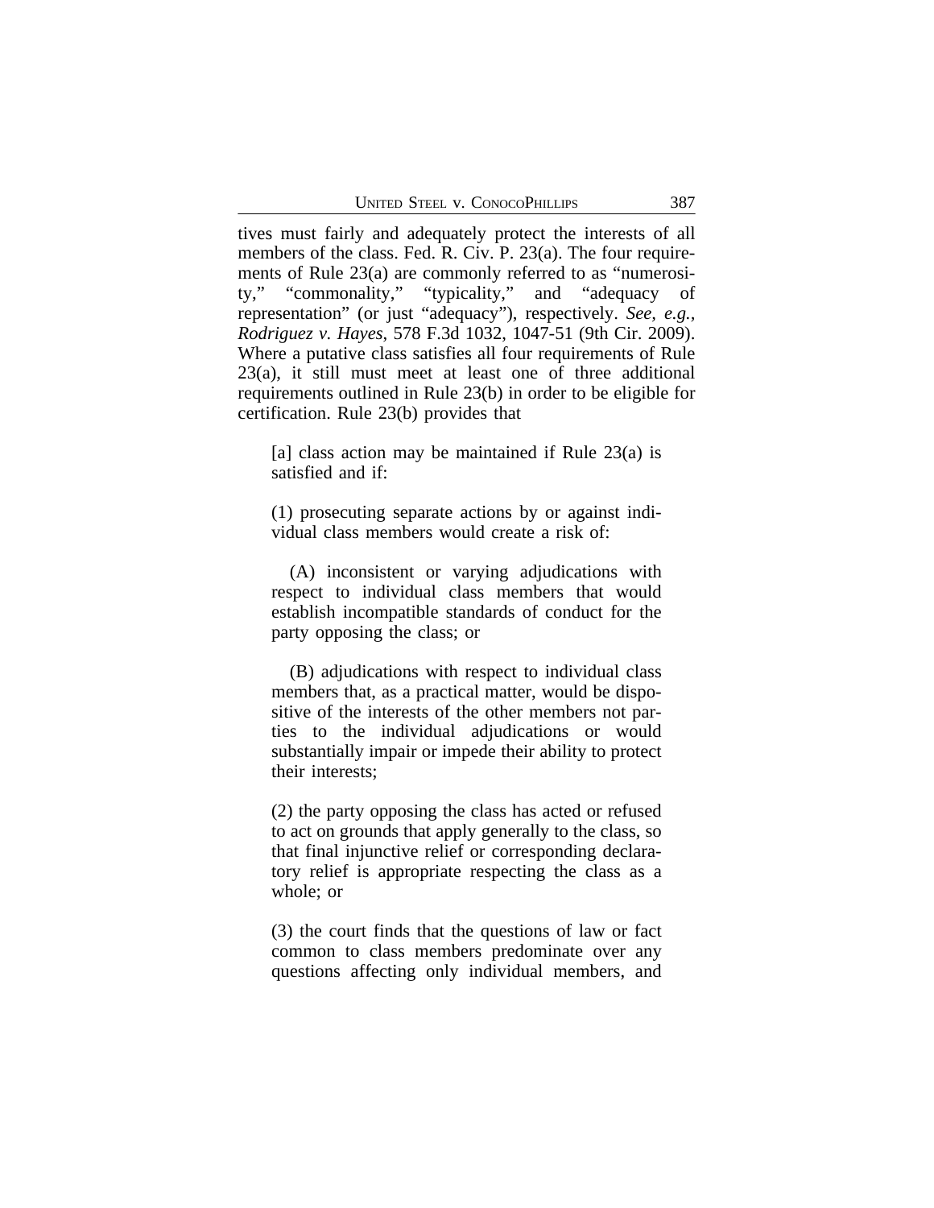tives must fairly and adequately protect the interests of all members of the class. Fed. R. Civ. P. 23(a). The four requirements of Rule 23(a) are commonly referred to as "numerosity," "commonality," "typicality," and "adequacy of representation" (or just "adequacy"), respectively. *See, e.g.*, *Rodriguez v. Hayes*, 578 F.3d 1032, 1047-51 (9th Cir. 2009). Where a putative class satisfies all four requirements of Rule 23(a), it still must meet at least one of three additional requirements outlined in Rule 23(b) in order to be eligible for certification. Rule 23(b) provides that

> [a] class action may be maintained if Rule 23(a) is satisfied and if:
>
> (1) prosecuting separate actions by or against individual class members would create a risk of:
>
> (A) inconsistent or varying adjudications with respect to individual class members that would establish incompatible standards of conduct for the party opposing the class; or
>
> (B) adjudications with respect to individual class members that, as a practical matter, would be dispositive of the interests of the other members not parties to the individual adjudications or would substantially impair or impede their ability to protect their interests;
>
> (2) the party opposing the class has acted or refused to act on grounds that apply generally to the class, so that final injunctive relief or corresponding declaratory relief is appropriate respecting the class as a whole; or
>
> (3) the court finds that the questions of law or fact common to class members predominate over any questions affecting only individual members, and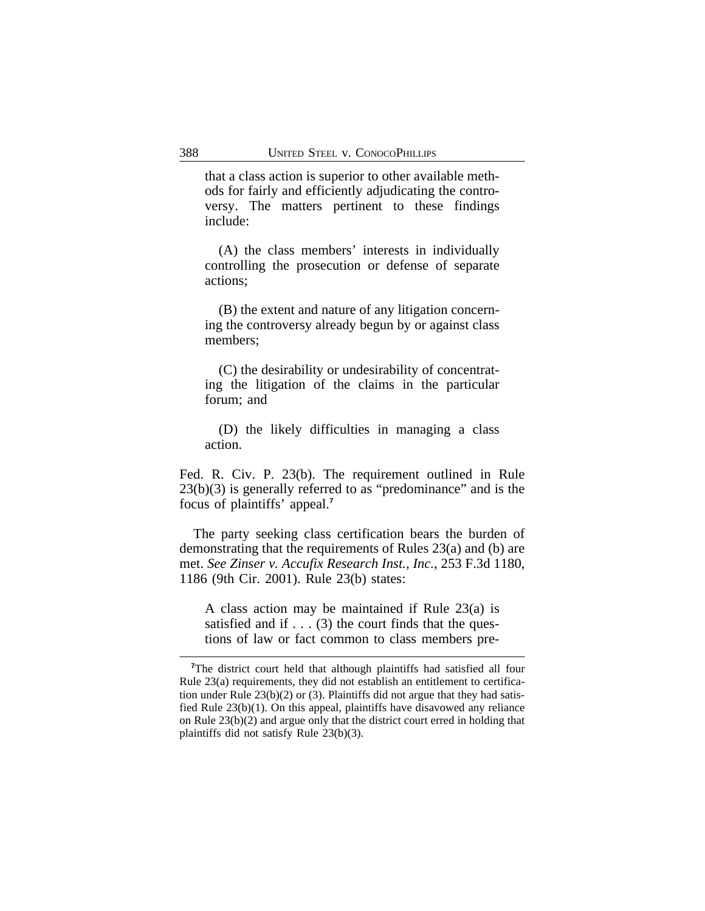> that a class action is superior to other available methods for fairly and efficiently adjudicating the controversy. The matters pertinent to these findings include:
>
> (A) the class members' interests in individually controlling the prosecution or defense of separate actions;
>
> (B) the extent and nature of any litigation concerning the controversy already begun by or against class members;
>
> (C) the desirability or undesirability of concentrating the litigation of the claims in the particular forum; and
>
> (D) the likely difficulties in managing a class action.

Fed. R. Civ. P. 23(b). The requirement outlined in Rule 23(b)(3) is generally referred to as "predominance" and is the focus of plaintiffs' appeal.[7]

The party seeking class certification bears the burden of demonstrating that the requirements of Rules 23(a) and (b) are met. *See Zinser v. Accufix Research Inst., Inc.*, 253 F.3d 1180, 1186 (9th Cir. 2001). Rule 23(b) states:

> A class action may be maintained if Rule 23(a) is satisfied and if . . . (3) the court finds that the questions of law or fact common to class members pre-

---

[7]The district court held that although plaintiffs had satisfied all four Rule 23(a) requirements, they did not establish an entitlement to certification under Rule 23(b)(2) or (3). Plaintiffs did not argue that they had satisfied Rule 23(b)(1). On this appeal, plaintiffs have disavowed any reliance on Rule 23(b)(2) and argue only that the district court erred in holding that plaintiffs did not satisfy Rule 23(b)(3).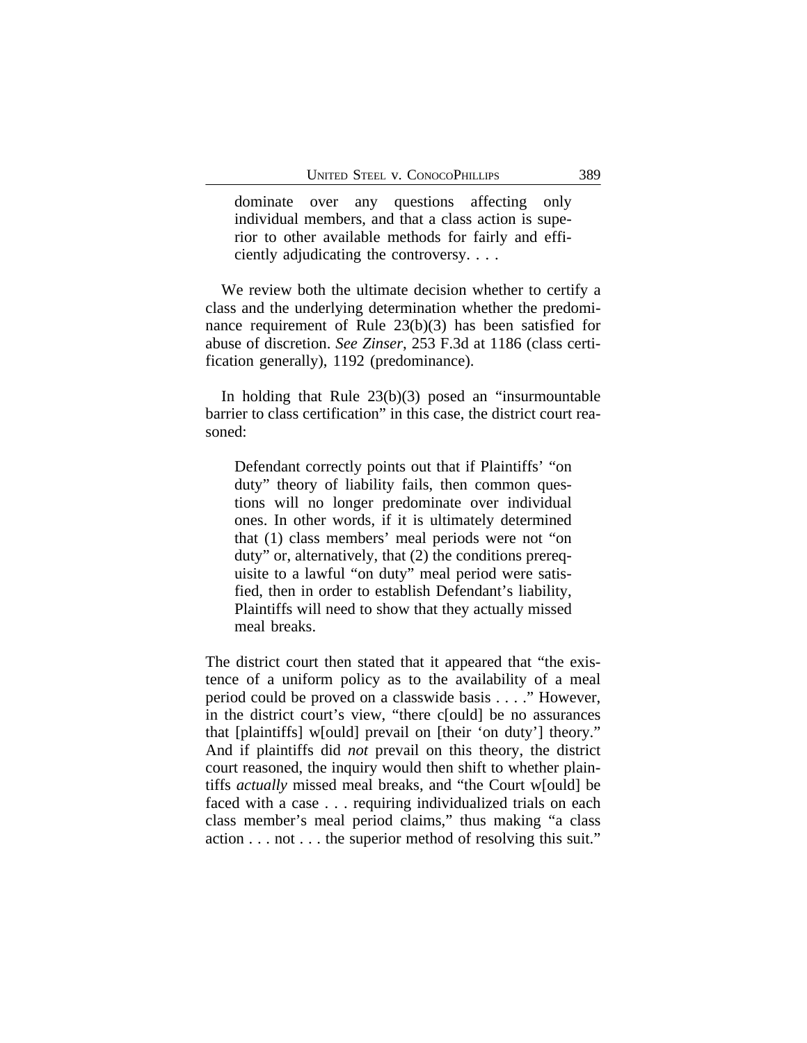> dominate over any questions affecting only individual members, and that a class action is superior to other available methods for fairly and efficiently adjudicating the controversy. . . .

We review both the ultimate decision whether to certify a class and the underlying determination whether the predominance requirement of Rule 23(b)(3) has been satisfied for abuse of discretion. *See Zinser*, 253 F.3d at 1186 (class certification generally), 1192 (predominance).

In holding that Rule 23(b)(3) posed an "insurmountable barrier to class certification" in this case, the district court reasoned:

> Defendant correctly points out that if Plaintiffs' "on duty" theory of liability fails, then common questions will no longer predominate over individual ones. In other words, if it is ultimately determined that (1) class members' meal periods were not "on duty" or, alternatively, that (2) the conditions prerequisite to a lawful "on duty" meal period were satisfied, then in order to establish Defendant's liability, Plaintiffs will need to show that they actually missed meal breaks.

The district court then stated that it appeared that "the existence of a uniform policy as to the availability of a meal period could be proved on a classwide basis . . . ." However, in the district court's view, "there c[ould] be no assurances that [plaintiffs] w[ould] prevail on [their 'on duty'] theory." And if plaintiffs did *not* prevail on this theory, the district court reasoned, the inquiry would then shift to whether plaintiffs *actually* missed meal breaks, and "the Court w[ould] be faced with a case . . . requiring individualized trials on each class member's meal period claims," thus making "a class action . . . not . . . the superior method of resolving this suit."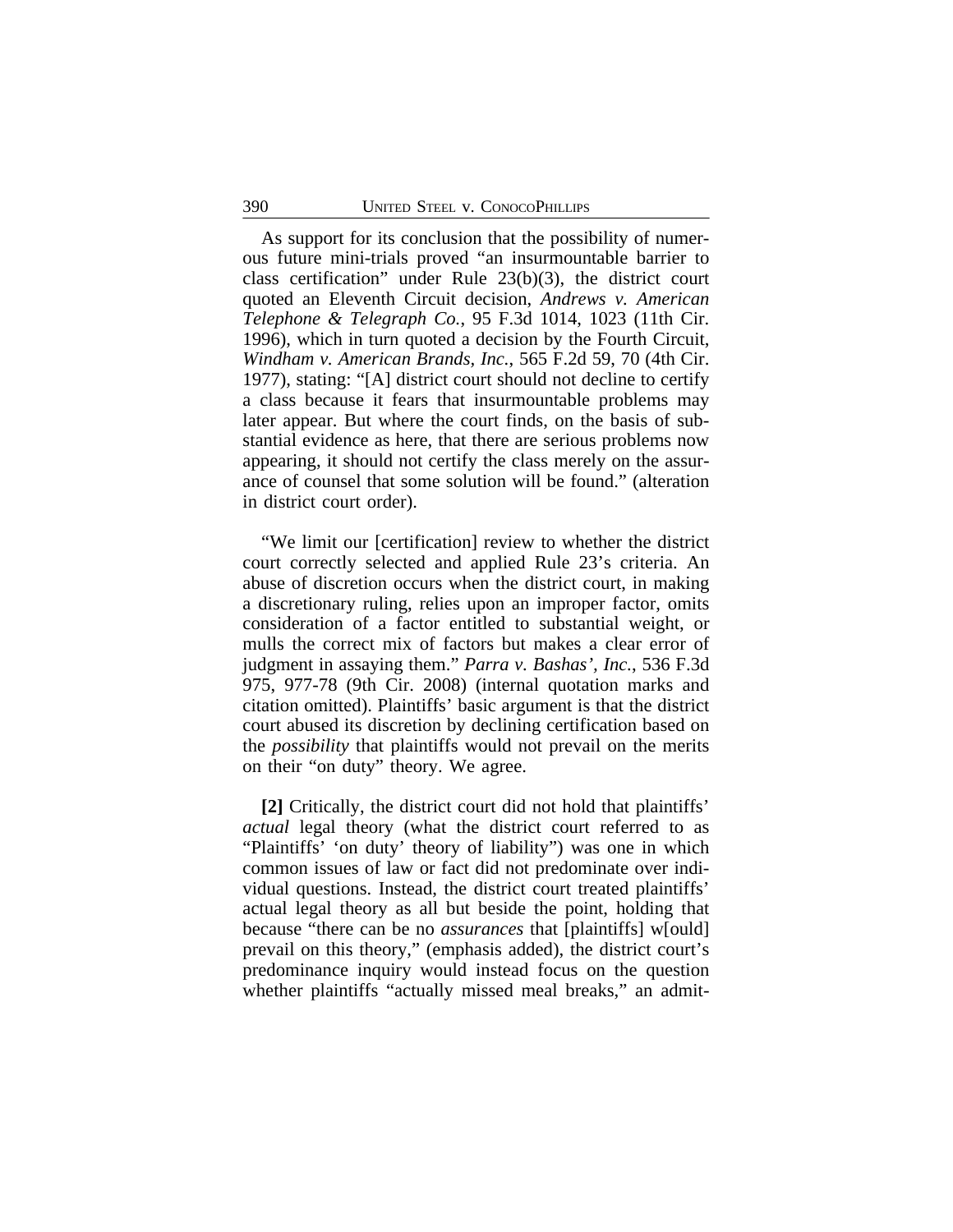As support for its conclusion that the possibility of numerous future mini-trials proved "an insurmountable barrier to class certification" under Rule 23(b)(3), the district court quoted an Eleventh Circuit decision, *Andrews v. American Telephone & Telegraph Co.*, 95 F.3d 1014, 1023 (11th Cir. 1996), which in turn quoted a decision by the Fourth Circuit, *Windham v. American Brands, Inc.*, 565 F.2d 59, 70 (4th Cir. 1977), stating: "[A] district court should not decline to certify a class because it fears that insurmountable problems may later appear. But where the court finds, on the basis of substantial evidence as here, that there are serious problems now appearing, it should not certify the class merely on the assurance of counsel that some solution will be found." (alteration in district court order).

"We limit our [certification] review to whether the district court correctly selected and applied Rule 23's criteria. An abuse of discretion occurs when the district court, in making a discretionary ruling, relies upon an improper factor, omits consideration of a factor entitled to substantial weight, or mulls the correct mix of factors but makes a clear error of judgment in assaying them." *Parra v. Bashas', Inc.*, 536 F.3d 975, 977-78 (9th Cir. 2008) (internal quotation marks and citation omitted). Plaintiffs' basic argument is that the district court abused its discretion by declining certification based on the *possibility* that plaintiffs would not prevail on the merits on their "on duty" theory. We agree.

**[2]** Critically, the district court did not hold that plaintiffs' *actual* legal theory (what the district court referred to as "Plaintiffs' 'on duty' theory of liability") was one in which common issues of law or fact did not predominate over individual questions. Instead, the district court treated plaintiffs' actual legal theory as all but beside the point, holding that because "there can be no *assurances* that [plaintiffs] w[ould] prevail on this theory," (emphasis added), the district court's predominance inquiry would instead focus on the question whether plaintiffs "actually missed meal breaks," an admit-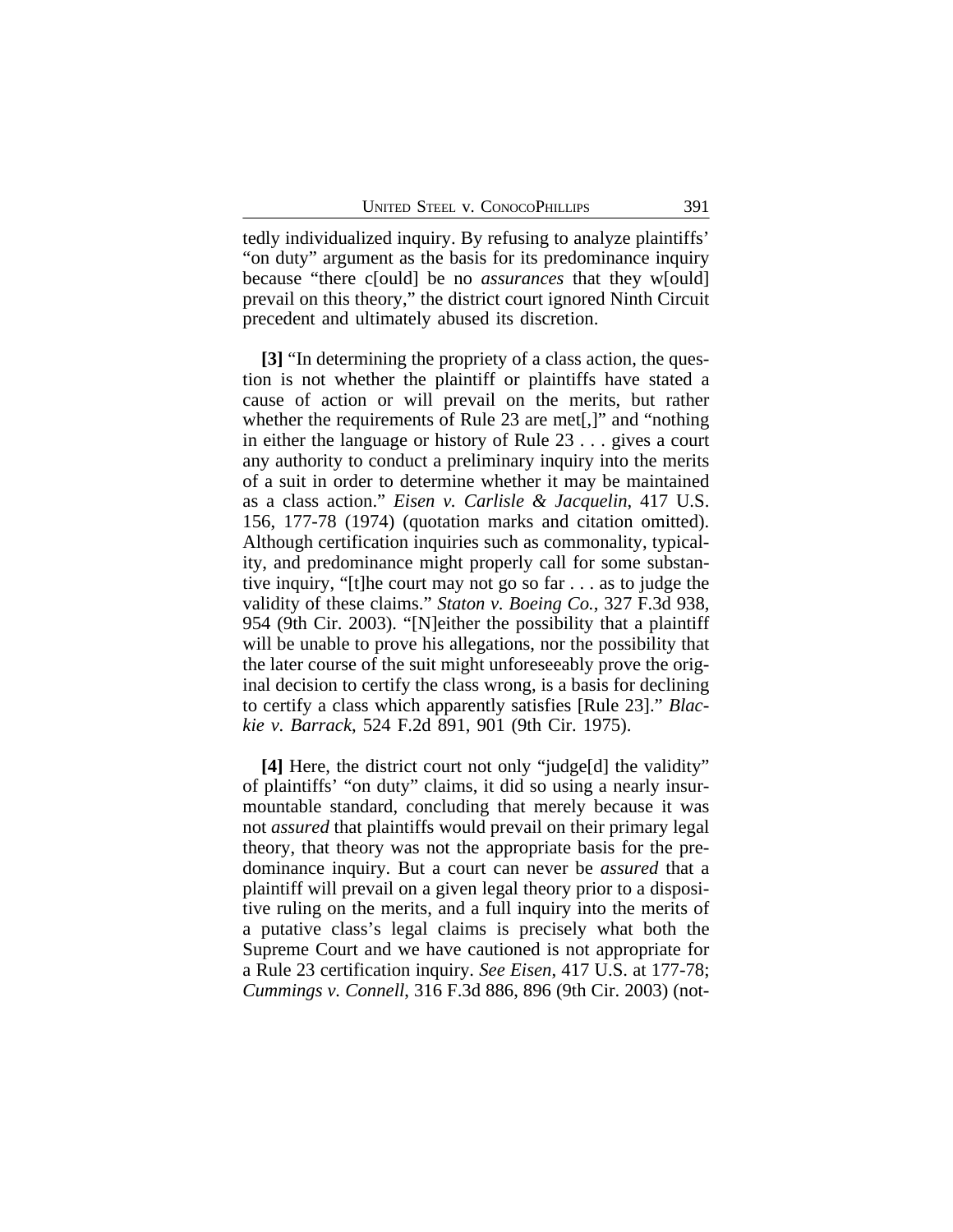tedly individualized inquiry. By refusing to analyze plaintiffs' "on duty" argument as the basis for its predominance inquiry because "there c[ould] be no *assurances* that they w[ould] prevail on this theory," the district court ignored Ninth Circuit precedent and ultimately abused its discretion.

**[3]** "In determining the propriety of a class action, the question is not whether the plaintiff or plaintiffs have stated a cause of action or will prevail on the merits, but rather whether the requirements of Rule 23 are met[,]" and "nothing in either the language or history of Rule 23 . . . gives a court any authority to conduct a preliminary inquiry into the merits of a suit in order to determine whether it may be maintained as a class action." *Eisen v. Carlisle & Jacquelin*, 417 U.S. 156, 177-78 (1974) (quotation marks and citation omitted). Although certification inquiries such as commonality, typicality, and predominance might properly call for some substantive inquiry, "[t]he court may not go so far . . . as to judge the validity of these claims." *Staton v. Boeing Co.*, 327 F.3d 938, 954 (9th Cir. 2003). "[N]either the possibility that a plaintiff will be unable to prove his allegations, nor the possibility that the later course of the suit might unforeseeably prove the original decision to certify the class wrong, is a basis for declining to certify a class which apparently satisfies [Rule 23]." *Blackie v. Barrack*, 524 F.2d 891, 901 (9th Cir. 1975).

**[4]** Here, the district court not only "judge[d] the validity" of plaintiffs' "on duty" claims, it did so using a nearly insurmountable standard, concluding that merely because it was not *assured* that plaintiffs would prevail on their primary legal theory, that theory was not the appropriate basis for the predominance inquiry. But a court can never be *assured* that a plaintiff will prevail on a given legal theory prior to a dispositive ruling on the merits, and a full inquiry into the merits of a putative class's legal claims is precisely what both the Supreme Court and we have cautioned is not appropriate for a Rule 23 certification inquiry. *See Eisen*, 417 U.S. at 177-78; *Cummings v. Connell*, 316 F.3d 886, 896 (9th Cir. 2003) (not-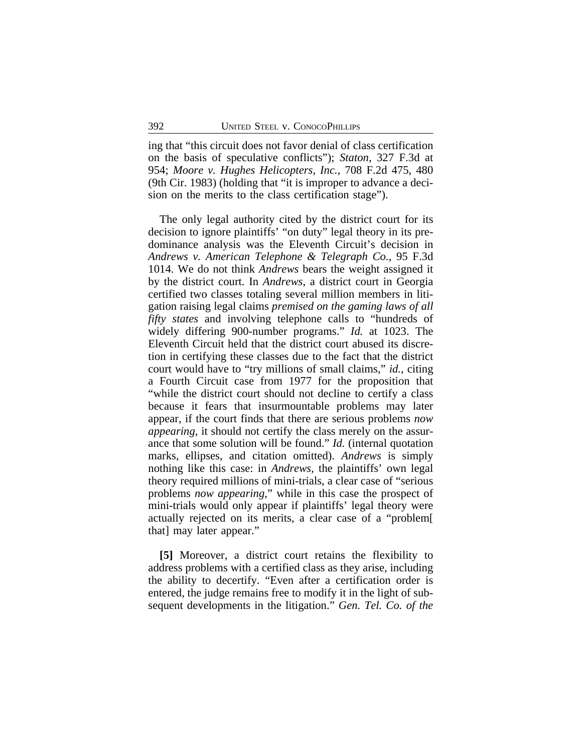ing that "this circuit does not favor denial of class certification on the basis of speculative conflicts"); *Staton*, 327 F.3d at 954; *Moore v. Hughes Helicopters, Inc.*, 708 F.2d 475, 480 (9th Cir. 1983) (holding that "it is improper to advance a decision on the merits to the class certification stage").

The only legal authority cited by the district court for its decision to ignore plaintiffs' "on duty" legal theory in its predominance analysis was the Eleventh Circuit's decision in *Andrews v. American Telephone & Telegraph Co.*, 95 F.3d 1014. We do not think *Andrews* bears the weight assigned it by the district court. In *Andrews*, a district court in Georgia certified two classes totaling several million members in litigation raising legal claims *premised on the gaming laws of all fifty states* and involving telephone calls to "hundreds of widely differing 900-number programs." *Id.* at 1023. The Eleventh Circuit held that the district court abused its discretion in certifying these classes due to the fact that the district court would have to "try millions of small claims," *id.*, citing a Fourth Circuit case from 1977 for the proposition that "while the district court should not decline to certify a class because it fears that insurmountable problems may later appear, if the court finds that there are serious problems *now appearing*, it should not certify the class merely on the assurance that some solution will be found." *Id.* (internal quotation marks, ellipses, and citation omitted). *Andrews* is simply nothing like this case: in *Andrews*, the plaintiffs' own legal theory required millions of mini-trials, a clear case of "serious problems *now appearing*," while in this case the prospect of mini-trials would only appear if plaintiffs' legal theory were actually rejected on its merits, a clear case of a "problem[ that] may later appear."

**[5]** Moreover, a district court retains the flexibility to address problems with a certified class as they arise, including the ability to decertify. "Even after a certification order is entered, the judge remains free to modify it in the light of subsequent developments in the litigation." *Gen. Tel. Co. of the*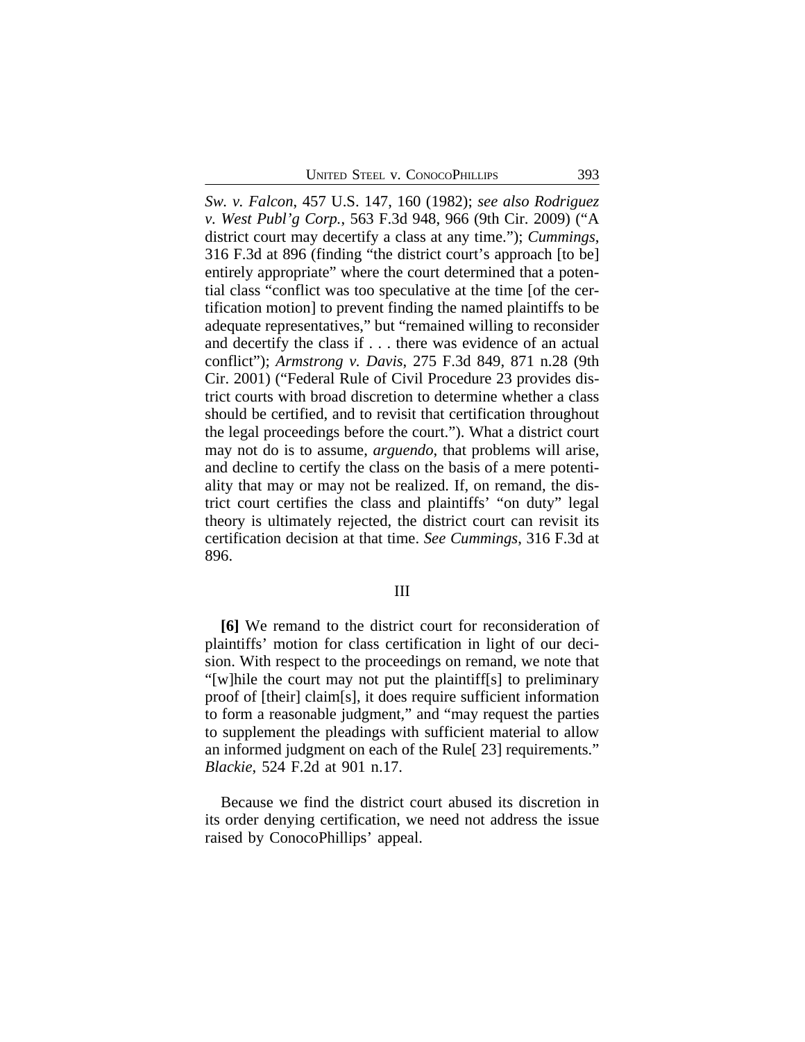*Sw. v. Falcon*, 457 U.S. 147, 160 (1982); *see also Rodriguez v. West Publ'g Corp.*, 563 F.3d 948, 966 (9th Cir. 2009) ("A district court may decertify a class at any time."); *Cummings*, 316 F.3d at 896 (finding "the district court's approach [to be] entirely appropriate" where the court determined that a potential class "conflict was too speculative at the time [of the certification motion] to prevent finding the named plaintiffs to be adequate representatives," but "remained willing to reconsider and decertify the class if . . . there was evidence of an actual conflict"); *Armstrong v. Davis*, 275 F.3d 849, 871 n.28 (9th Cir. 2001) ("Federal Rule of Civil Procedure 23 provides district courts with broad discretion to determine whether a class should be certified, and to revisit that certification throughout the legal proceedings before the court."). What a district court may not do is to assume, *arguendo*, that problems will arise, and decline to certify the class on the basis of a mere potentiality that may or may not be realized. If, on remand, the district court certifies the class and plaintiffs' "on duty" legal theory is ultimately rejected, the district court can revisit its certification decision at that time. *See Cummings*, 316 F.3d at 896.

III

**[6]** We remand to the district court for reconsideration of plaintiffs' motion for class certification in light of our decision. With respect to the proceedings on remand, we note that "[w]hile the court may not put the plaintiff[s] to preliminary proof of [their] claim[s], it does require sufficient information to form a reasonable judgment," and "may request the parties to supplement the pleadings with sufficient material to allow an informed judgment on each of the Rule[ 23] requirements." *Blackie*, 524 F.2d at 901 n.17.

Because we find the district court abused its discretion in its order denying certification, we need not address the issue raised by ConocoPhillips' appeal.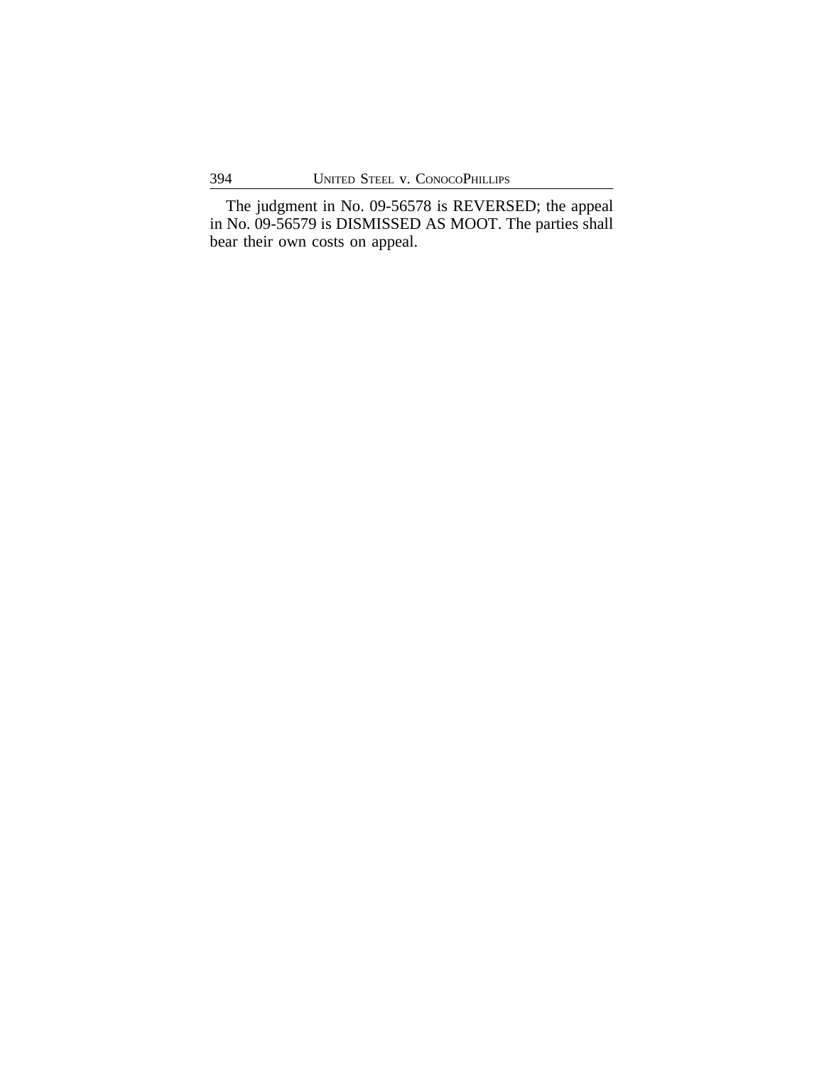The judgment in No. 09-56578 is REVERSED; the appeal in No. 09-56579 is DISMISSED AS MOOT. The parties shall bear their own costs on appeal.